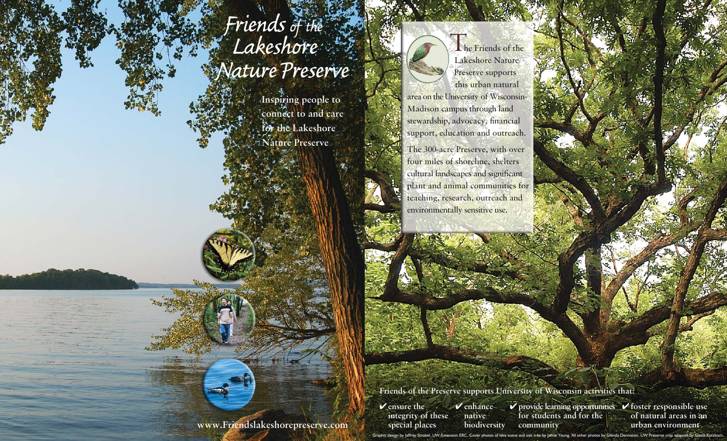# Friends of the Lakeshore Nature Preserve

**Inspiring people to connect to and care for the Lakeshore Nature Preserve**

**www.Friendslakeshorepreserve.com**

The Friends of the Lakeshore Nature Preserve supports this urban natural area on the University of Wisconsin-Madison campus through land stewardship, advocacy, financial support, education and outreach.

The 300-acre Preserve, with over four miles of shoreline, shelters cultural landscapes and significant plant and animal communities for teaching, research, outreach and environmentally sensitive use.

**Friends of the Preserve supports University of Wisconsin activities that:**

- ✔ ensure the integrity of these special places
- ✔ enhance native biodiversity
- ✔ provide learning opportunities for students and for the community
- ✔ foster responsible use of natural areas in an urban environment

Graphic design by Jeffrey Strobel, UW-Extension ERC. Cover photos of lake scene and oak tree by Jamie Young. All other photos by Glenda Denniston. UW Preserve map adapted by Gisela Kutzbach.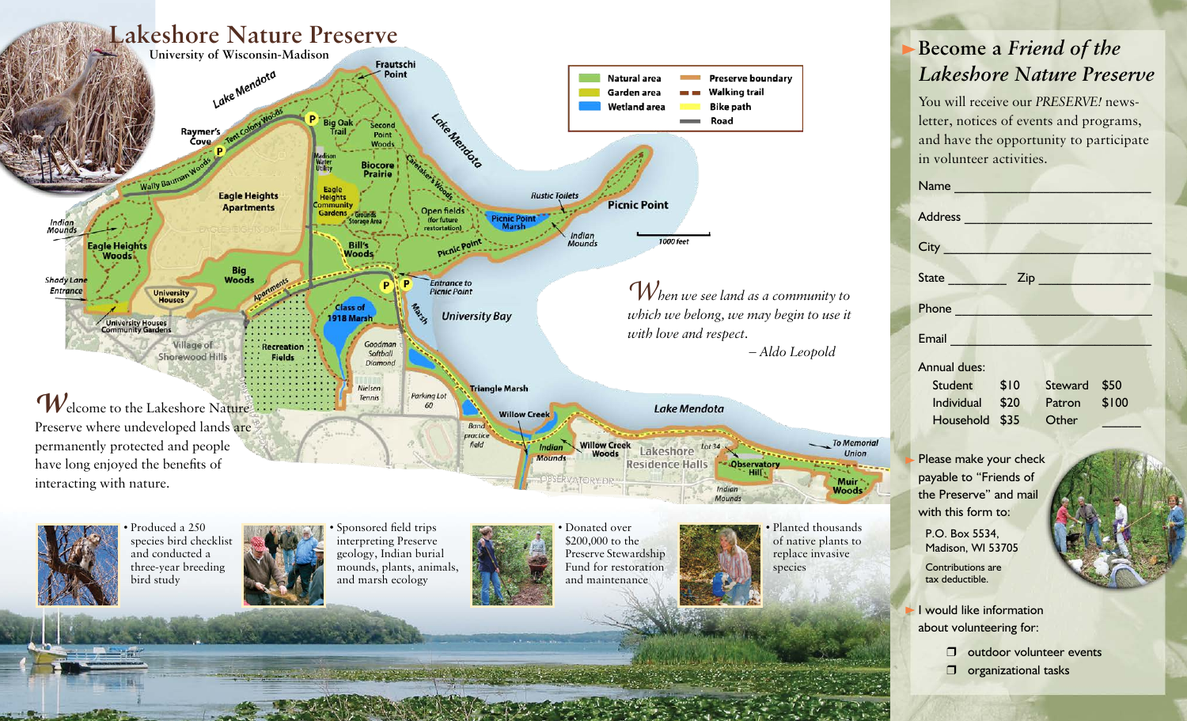# Lakeshore Nature Preserve

University of Wisconsin-Madison

Natural area
Garden area
Wetland area
Preserve boundary
Walking trail
Bike path
Road

Lake Mendota
Frautschi Point
Raymer's Cove
Tent Colony Woods
Big Oak Trail
Second Point Woods
Wally Bauman Woods
Madison Water Utility
Biocore Prairie
Caretaker's Woods
Eagle Heights Apartments
Eagle Heights Community Gardens
Grounds Storage Area
Open fields (for future restoration)
Picnic Point Marsh
Rustic Toilets
Picnic Point
Indian Mounds
Eagle Heights Woods
Bill's Woods
Picnic Point
1000 feet
Shady Lane Entrance
Big Woods
Apartments
Entrance to Picnic Point
University Houses
Class of 1918 Marsh
Marsh
University Bay
University Houses Community Gardens
Village of Shorewood Hills
Recreation Fields
Goodman Softball Diamond
Nielsen Tennis
Parking Lot 60
Triangle Marsh
Willow Creek
Lake Mendota
Band practice field
Indian Mounds
Willow Creek Woods
Lakeshore Residence Halls
Lot 34
To Memorial Union
Observatory Hill
Muir Woods
Indian Mounds
OBSERVATORY DR

*When we see land as a community to which we belong, we may begin to use it with love and respect.*
*– Aldo Leopold*

Welcome to the Lakeshore Nature Preserve where undeveloped lands are permanently protected and people have long enjoyed the benefits of interacting with nature.

- Produced a 250 species bird checklist and conducted a three-year breeding bird study
- Sponsored field trips interpreting Preserve geology, Indian burial mounds, plants, animals, and marsh ecology
- Donated over $200,000 to the Preserve Stewardship Fund for restoration and maintenance
- Planted thousands of native plants to replace invasive species

## Become a *Friend of the Lakeshore Nature Preserve*

You will receive our *PRESERVE!* newsletter, notices of events and programs, and have the opportunity to participate in volunteer activities.

Name ______________________

Address ______________________

City ______________________

State ________ Zip ______________

Phone ______________________

Email ______________________

Annual dues:

| | | | |
|---|---|---|---|
| Student | $10 | Steward | $50 |
| Individual | $20 | Patron | $100 |
| Household | $35 | Other | ______ |

Please make your check payable to “Friends of the Preserve” and mail with this form to:

P.O. Box 5534,
Madison, WI 53705

Contributions are tax deductible.

I would like information about volunteering for:

- ❐ outdoor volunteer events
- ❐ organizational tasks